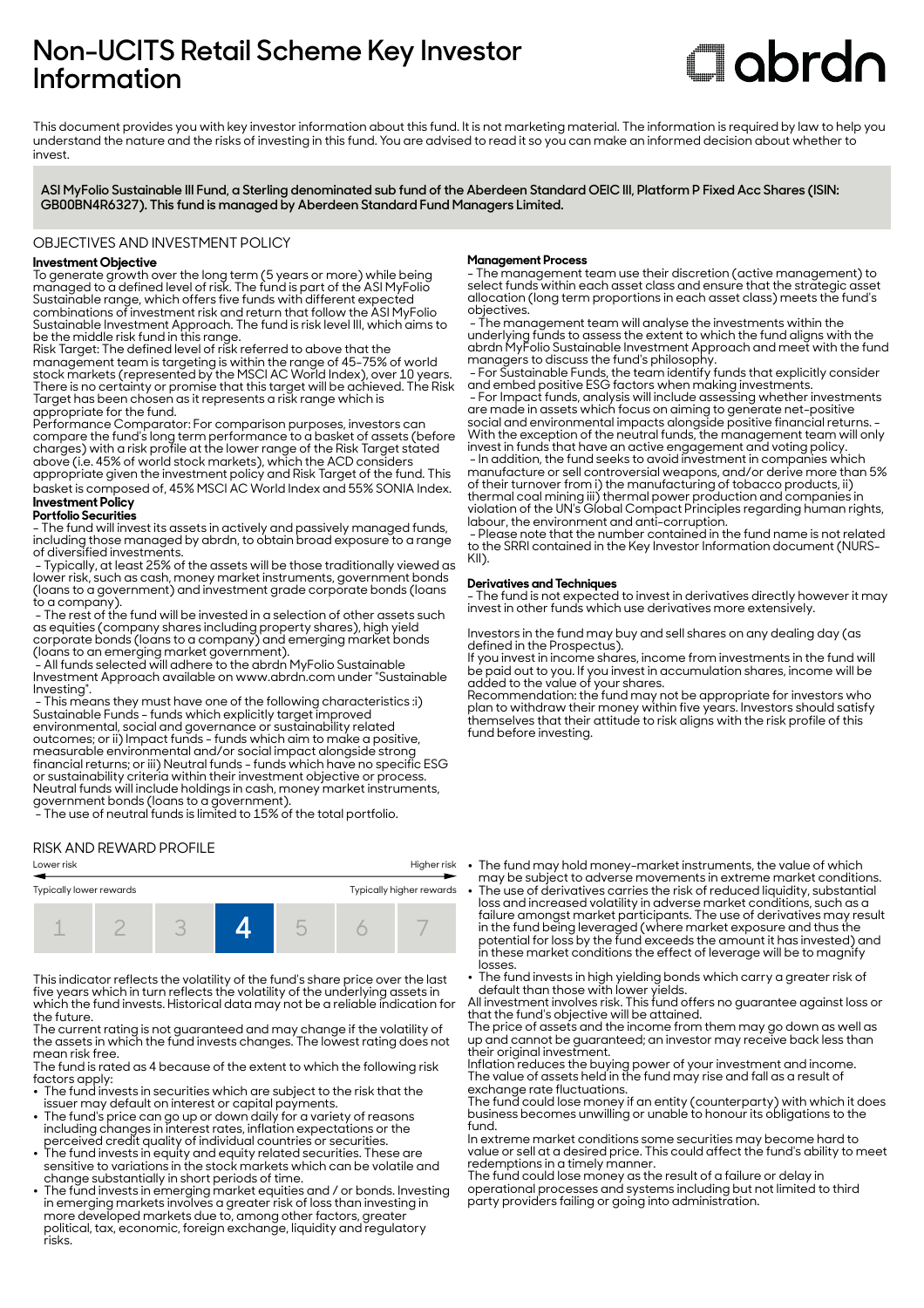# Non-UCITS Retail Scheme Key Investor Information

abrdn

This document provides you with key investor information about this fund. It is not marketing material. The information is required by law to help you understand the nature and the risks of investing in this fund. You are advised to read it so you can make an informed decision about whether to invest.

**ASI MyFolio Sustainable III Fund, a Sterling denominated sub fund of the Aberdeen Standard OEIC III, Platform P Fixed Acc Shares (ISIN: GB00BN4R6327). This fund is managed by Aberdeen Standard Fund Managers Limited.**

## OBJECTIVES AND INVESTMENT POLICY

**Investment Objective**

To generate growth over the long term (5 years or more) while being managed to a defined level of risk. The fund is part of the ASI MyFolio Sustainable range, which offers five funds with different expected combinations of investment risk and return that follow the ASI MyFolio Sustainable Investment Approach. The fund is risk level III, which aims to be the middle risk fund in this range.

Risk Target: The defined level of risk referred to above that the management team is targeting is within the range of 45-75% of world stock markets (represented by the MSCI AC World Index), over 10 years. There is no certainty or promise that this target will be achieved. The Risk Target has been chosen as it represents a risk range which is appropriate for the fund.

Performance Comparator: For comparison purposes, investors can compare the fund's long term performance to a basket of assets (before charges) with a risk profile at the lower range of the Risk Target stated above (i.e. 45% of world stock markets), which the ACD considers appropriate given the investment policy and Risk Target of the fund. This basket is composed of, 45% MSCI AC World Index and 55% SONIA Index.

**Investment Policy**

**Portfolio Securities**

- The fund will invest its assets in actively and passively managed funds, including those managed by abrdn, to obtain broad exposure to a range of diversified investments.
- Typically, at least 25% of the assets will be those traditionally viewed as lower risk, such as cash, money market instruments, government bonds (loans to a government) and investment grade corporate bonds (loans to a company).
- The rest of the fund will be invested in a selection of other assets such as equities (company shares including property shares), high yield corporate bonds (loans to a company) and emerging market bonds (loans to an emerging market government).
- All funds selected will adhere to the abrdn MyFolio Sustainable Investment Approach available on www.abrdn.com under "Sustainable Investing".
- This means they must have one of the following characteristics :i) Sustainable Funds - funds which explicitly target improved environmental, social and governance or sustainability related outcomes; or ii) Impact funds - funds which aim to make a positive, measurable environmental and/or social impact alongside strong financial returns; or iii) Neutral funds - funds which have no specific ESG or sustainability criteria within their investment objective or process. Neutral funds will include holdings in cash, money market instruments, government bonds (loans to a government).
- The use of neutral funds is limited to 15% of the total portfolio.

**Management Process**

- The management team use their discretion (active management) to select funds within each asset class and ensure that the strategic asset allocation (long term proportions in each asset class) meets the fund's objectives.
- The management team will analyse the investments within the underlying funds to assess the extent to which the fund aligns with the abrdn MyFolio Sustainable Investment Approach and meet with the fund managers to discuss the fund's philosophy.
- For Sustainable Funds, the team identify funds that explicitly consider and embed positive ESG factors when making investments.
- For Impact funds, analysis will include assessing whether investments are made in assets which focus on aiming to generate net-positive social and environmental impacts alongside positive financial returns. - With the exception of the neutral funds, the management team will only invest in funds that have an active engagement and voting policy.
- In addition, the fund seeks to avoid investment in companies which manufacture or sell controversial weapons, and/or derive more than 5% of their turnover from i) the manufacturing of tobacco products, ii) thermal coal mining iii) thermal power production and companies in violation of the UN's Global Compact Principles regarding human rights, labour, the environment and anti-corruption.
- Please note that the number contained in the fund name is not related to the SRRI contained in the Key Investor Information document (NURS-KII).

**Derivatives and Techniques**

- The fund is not expected to invest in derivatives directly however it may invest in other funds which use derivatives more extensively.

Investors in the fund may buy and sell shares on any dealing day (as defined in the Prospectus).

If you invest in income shares, income from investments in the fund will be paid out to you. If you invest in accumulation shares, income will be added to the value of your shares.

Recommendation: the fund may not be appropriate for investors who plan to withdraw their money within five years. Investors should satisfy themselves that their attitude to risk aligns with the risk profile of this fund before investing.

## RISK AND REWARD PROFILE

Lower risk — Higher risk

Typically lower rewards — Typically higher rewards

| 1 | 2 | 3 | **4** | 5 | 6 | 7 |
|---|---|---|---|---|---|---|

This indicator reflects the volatility of the fund's share price over the last five years which in turn reflects the volatility of the underlying assets in which the fund invests. Historical data may not be a reliable indication for the future.

The current rating is not guaranteed and may change if the volatility of the assets in which the fund invests changes. The lowest rating does not mean risk free.

The fund is rated as 4 because of the extent to which the following risk factors apply:

- The fund invests in securities which are subject to the risk that the issuer may default on interest or capital payments.
- The fund's price can go up or down daily for a variety of reasons including changes in interest rates, inflation expectations or the perceived credit quality of individual countries or securities.
- The fund invests in equity and equity related securities. These are sensitive to variations in the stock markets which can be volatile and change substantially in short periods of time.
- The fund invests in emerging market equities and / or bonds. Investing in emerging markets involves a greater risk of loss than investing in more developed markets due to, among other factors, greater political, tax, economic, foreign exchange, liquidity and regulatory risks.
- The fund may hold money-market instruments, the value of which may be subject to adverse movements in extreme market conditions.
- The use of derivatives carries the risk of reduced liquidity, substantial loss and increased volatility in adverse market conditions, such as a failure amongst market participants. The use of derivatives may result in the fund being leveraged (where market exposure and thus the potential for loss by the fund exceeds the amount it has invested) and in these market conditions the effect of leverage will be to magnify losses.
- The fund invests in high yielding bonds which carry a greater risk of default than those with lower yields.

All investment involves risk. This fund offers no guarantee against loss or that the fund's objective will be attained.

The price of assets and the income from them may go down as well as up and cannot be guaranteed; an investor may receive back less than their original investment.

Inflation reduces the buying power of your investment and income.

The value of assets held in the fund may rise and fall as a result of exchange rate fluctuations.

The fund could lose money if an entity (counterparty) with which it does business becomes unwilling or unable to honour its obligations to the fund.

In extreme market conditions some securities may become hard to value or sell at a desired price. This could affect the fund's ability to meet redemptions in a timely manner.

The fund could lose money as the result of a failure or delay in operational processes and systems including but not limited to third party providers failing or going into administration.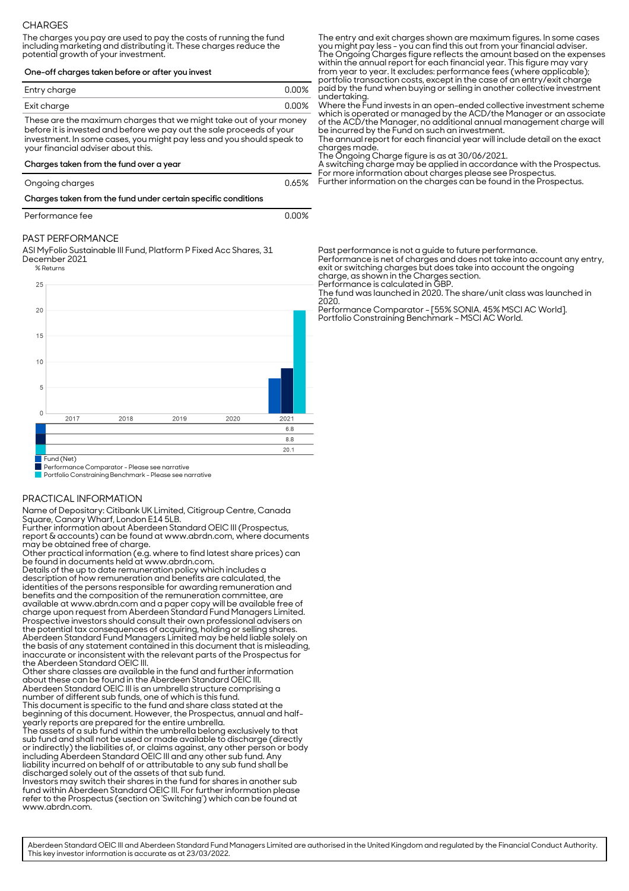## CHARGES

The charges you pay are used to pay the costs of running the fund including marketing and distributing it. These charges reduce the potential growth of your investment.

| **One-off charges taken before or after you invest** | |
|---|---|
| Entry charge | 0.00% |
| Exit charge | 0.00% |

These are the maximum charges that we might take out of your money before it is invested and before we pay out the sale proceeds of your investment. In some cases, you might pay less and you should speak to your financial adviser about this.

| **Charges taken from the fund over a year** | |
|---|---|
| Ongoing charges | 0.65% |

| **Charges taken from the fund under certain specific conditions** | |
|---|---|
| Performance fee | 0.00% |

The entry and exit charges shown are maximum figures. In some cases you might pay less - you can find this out from your financial adviser. The Ongoing Charges figure reflects the amount based on the expenses within the annual report for each financial year. This figure may vary from year to year. It excludes: performance fees (where applicable); portfolio transaction costs, except in the case of an entry/exit charge paid by the fund when buying or selling in another collective investment undertaking.

Where the Fund invests in an open-ended collective investment scheme which is operated or managed by the ACD/the Manager or an associate of the ACD/the Manager, no additional annual management charge will be incurred by the Fund on such an investment.

The annual report for each financial year will include detail on the exact charges made.

The Ongoing Charge figure is as at 30/06/2021.

A switching charge may be applied in accordance with the Prospectus. For more information about charges please see Prospectus.

Further information on the charges can be found in the Prospectus.

## PAST PERFORMANCE

ASI MyFolio Sustainable III Fund, Platform P Fixed Acc Shares, 31 December 2021

% Returns

25
20
15
10
5
0

2017 2018 2019 2020 2021

6.8
8.8
20.1

Fund (Net)
Performance Comparator - Please see narrative
Portfolio Constraining Benchmark - Please see narrative

Past performance is not a guide to future performance.
Performance is net of charges and does not take into account any entry, exit or switching charges but does take into account the ongoing charge, as shown in the Charges section.
Performance is calculated in GBP.
The fund was launched in 2020. The share/unit class was launched in 2020.
Performance Comparator - [55% SONIA. 45% MSCI AC World].
Portfolio Constraining Benchmark - MSCI AC World.

## PRACTICAL INFORMATION

Name of Depositary: Citibank UK Limited, Citigroup Centre, Canada Square, Canary Wharf, London E14 5LB.

Further information about Aberdeen Standard OEIC III (Prospectus, report & accounts) can be found at www.abrdn.com, where documents may be obtained free of charge.

Other practical information (e.g. where to find latest share prices) can be found in documents held at www.abrdn.com.

Details of the up to date remuneration policy which includes a description of how remuneration and benefits are calculated, the identities of the persons responsible for awarding remuneration and benefits and the composition of the remuneration committee, are available at www.abrdn.com and a paper copy will be available free of charge upon request from Aberdeen Standard Fund Managers Limited.

Prospective investors should consult their own professional advisers on the potential tax consequences of acquiring, holding or selling shares.

Aberdeen Standard Fund Managers Limited may be held liable solely on the basis of any statement contained in this document that is misleading, inaccurate or inconsistent with the relevant parts of the Prospectus for the Aberdeen Standard OEIC III.

Other share classes are available in the fund and further information about these can be found in the Aberdeen Standard OEIC III.

Aberdeen Standard OEIC III is an umbrella structure comprising a number of different sub funds, one of which is this fund.

This document is specific to the fund and share class stated at the beginning of this document. However, the Prospectus, annual and half-yearly reports are prepared for the entire umbrella.

The assets of a sub fund within the umbrella belong exclusively to that sub fund and shall not be used or made available to discharge (directly or indirectly) the liabilities of, or claims against, any other person or body including Aberdeen Standard OEIC III and any other sub fund. Any liability incurred on behalf of or attributable to any sub fund shall be discharged solely out of the assets of that sub fund.

Investors may switch their shares in the fund for shares in another sub fund within Aberdeen Standard OEIC III. For further information please refer to the Prospectus (section on 'Switching') which can be found at www.abrdn.com.

Aberdeen Standard OEIC III and Aberdeen Standard Fund Managers Limited are authorised in the United Kingdom and regulated by the Financial Conduct Authority. This key investor information is accurate as at 23/03/2022.